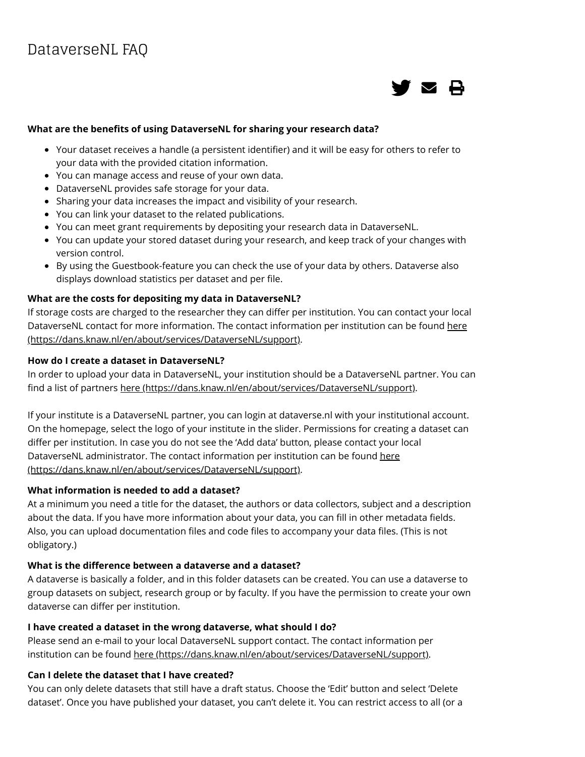# DataverseNL FAQ

**What are the benefits of using DataverseNL for sharing your research data?**

- Your dataset receives a handle (a persistent identifier) and it will be easy for others to refer to your data with the provided citation information.
- You can manage access and reuse of your own data.
- DataverseNL provides safe storage for your data.
- Sharing your data increases the impact and visibility of your research.
- You can link your dataset to the related publications.
- You can meet grant requirements by depositing your research data in DataverseNL.
- You can update your stored dataset during your research, and keep track of your changes with version control.
- By using the Guestbook-feature you can check the use of your data by others. Dataverse also displays download statistics per dataset and per file.

**What are the costs for depositing my data in DataverseNL?**
If storage costs are charged to the researcher they can differ per institution. You can contact your local DataverseNL contact for more information. The contact information per institution can be found here (https://dans.knaw.nl/en/about/services/DataverseNL/support).

**How do I create a dataset in DataverseNL?**
In order to upload your data in DataverseNL, your institution should be a DataverseNL partner. You can find a list of partners here (https://dans.knaw.nl/en/about/services/DataverseNL/support).

If your institute is a DataverseNL partner, you can login at dataverse.nl with your institutional account. On the homepage, select the logo of your institute in the slider. Permissions for creating a dataset can differ per institution. In case you do not see the 'Add data' button, please contact your local DataverseNL administrator. The contact information per institution can be found here (https://dans.knaw.nl/en/about/services/DataverseNL/support).

**What information is needed to add a dataset?**
At a minimum you need a title for the dataset, the authors or data collectors, subject and a description about the data. If you have more information about your data, you can fill in other metadata fields. Also, you can upload documentation files and code files to accompany your data files. (This is not obligatory.)

**What is the difference between a dataverse and a dataset?**
A dataverse is basically a folder, and in this folder datasets can be created. You can use a dataverse to group datasets on subject, research group or by faculty. If you have the permission to create your own dataverse can differ per institution.

**I have created a dataset in the wrong dataverse, what should I do?**
Please send an e-mail to your local DataverseNL support contact. The contact information per institution can be found here (https://dans.knaw.nl/en/about/services/DataverseNL/support).

**Can I delete the dataset that I have created?**
You can only delete datasets that still have a draft status. Choose the 'Edit' button and select 'Delete dataset'. Once you have published your dataset, you can't delete it. You can restrict access to all (or a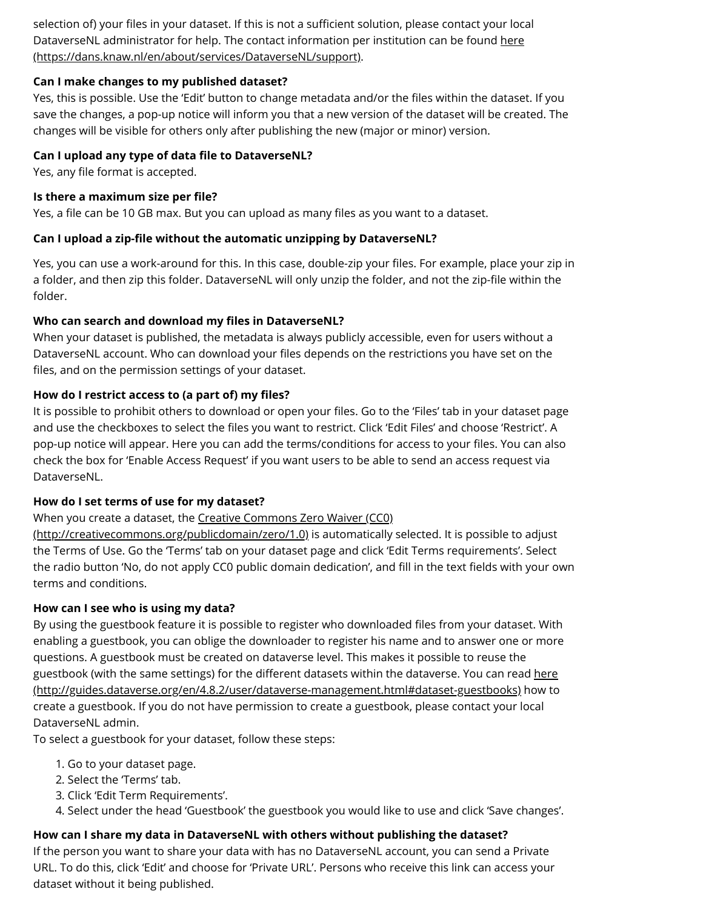selection of) your files in your dataset. If this is not a sufficient solution, please contact your local DataverseNL administrator for help. The contact information per institution can be found here (https://dans.knaw.nl/en/about/services/DataverseNL/support).

**Can I make changes to my published dataset?**
Yes, this is possible. Use the 'Edit' button to change metadata and/or the files within the dataset. If you save the changes, a pop-up notice will inform you that a new version of the dataset will be created. The changes will be visible for others only after publishing the new (major or minor) version.

**Can I upload any type of data file to DataverseNL?**
Yes, any file format is accepted.

**Is there a maximum size per file?**
Yes, a file can be 10 GB max. But you can upload as many files as you want to a dataset.

**Can I upload a zip-file without the automatic unzipping by DataverseNL?**

Yes, you can use a work-around for this. In this case, double-zip your files. For example, place your zip in a folder, and then zip this folder. DataverseNL will only unzip the folder, and not the zip-file within the folder.

**Who can search and download my files in DataverseNL?**
When your dataset is published, the metadata is always publicly accessible, even for users without a DataverseNL account. Who can download your files depends on the restrictions you have set on the files, and on the permission settings of your dataset.

**How do I restrict access to (a part of) my files?**
It is possible to prohibit others to download or open your files. Go to the 'Files' tab in your dataset page and use the checkboxes to select the files you want to restrict. Click 'Edit Files' and choose 'Restrict'. A pop-up notice will appear. Here you can add the terms/conditions for access to your files. You can also check the box for 'Enable Access Request' if you want users to be able to send an access request via DataverseNL.

**How do I set terms of use for my dataset?**
When you create a dataset, the Creative Commons Zero Waiver (CC0) (http://creativecommons.org/publicdomain/zero/1.0) is automatically selected. It is possible to adjust the Terms of Use. Go the 'Terms' tab on your dataset page and click 'Edit Terms requirements'. Select the radio button 'No, do not apply CC0 public domain dedication', and fill in the text fields with your own terms and conditions.

**How can I see who is using my data?**
By using the guestbook feature it is possible to register who downloaded files from your dataset. With enabling a guestbook, you can oblige the downloader to register his name and to answer one or more questions. A guestbook must be created on dataverse level. This makes it possible to reuse the guestbook (with the same settings) for the different datasets within the dataverse. You can read here (http://guides.dataverse.org/en/4.8.2/user/dataverse-management.html#dataset-guestbooks) how to create a guestbook. If you do not have permission to create a guestbook, please contact your local DataverseNL admin.
To select a guestbook for your dataset, follow these steps:

1. Go to your dataset page.
2. Select the 'Terms' tab.
3. Click 'Edit Term Requirements'.
4. Select under the head 'Guestbook' the guestbook you would like to use and click 'Save changes'.

**How can I share my data in DataverseNL with others without publishing the dataset?**
If the person you want to share your data with has no DataverseNL account, you can send a Private URL. To do this, click 'Edit' and choose for 'Private URL'. Persons who receive this link can access your dataset without it being published.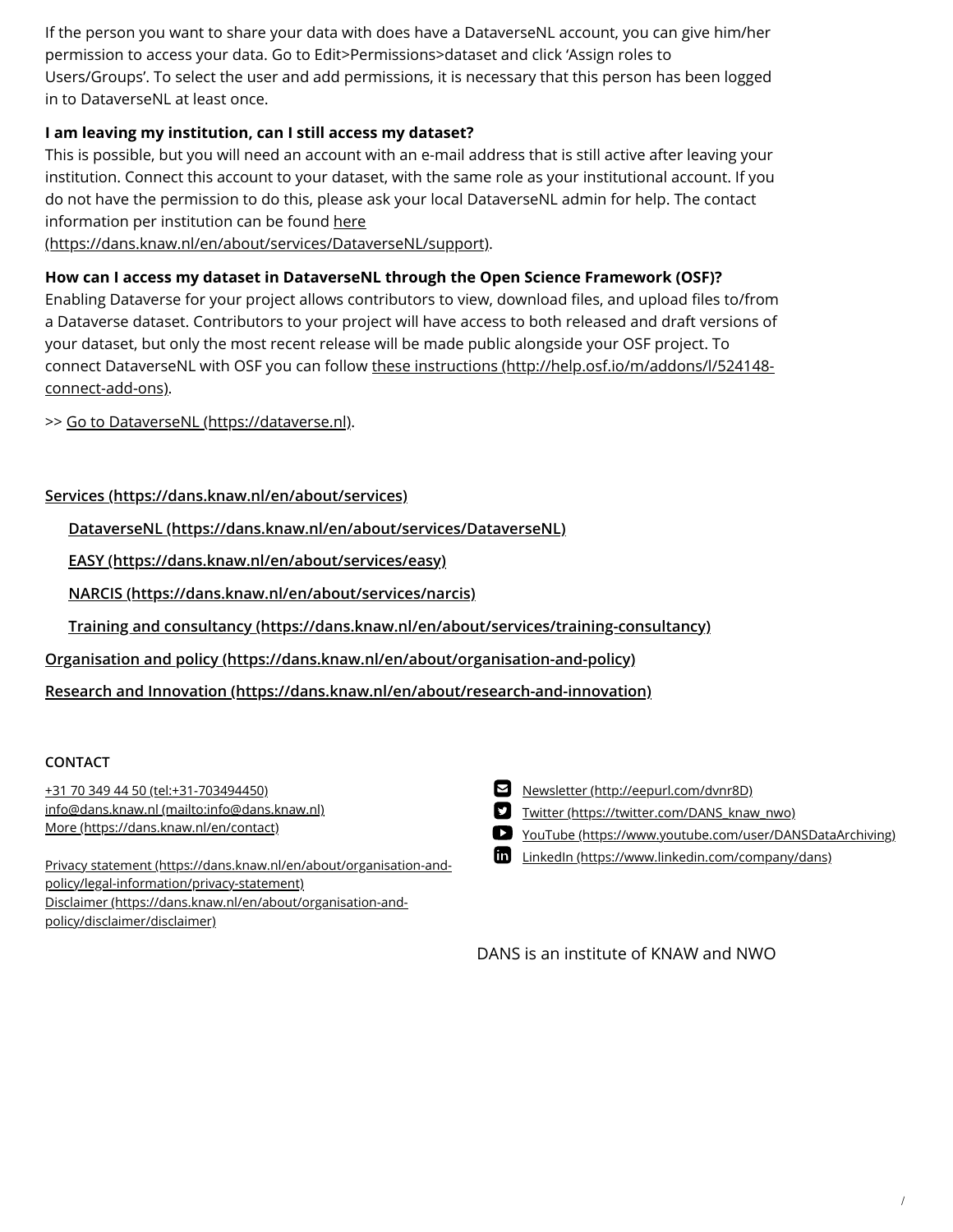If the person you want to share your data with does have a DataverseNL account, you can give him/her permission to access your data. Go to Edit>Permissions>dataset and click 'Assign roles to Users/Groups'. To select the user and add permissions, it is necessary that this person has been logged in to DataverseNL at least once.

**I am leaving my institution, can I still access my dataset?**

This is possible, but you will need an account with an e-mail address that is still active after leaving your institution. Connect this account to your dataset, with the same role as your institutional account. If you do not have the permission to do this, please ask your local DataverseNL admin for help. The contact information per institution can be found here (https://dans.knaw.nl/en/about/services/DataverseNL/support).

**How can I access my dataset in DataverseNL through the Open Science Framework (OSF)?**

Enabling Dataverse for your project allows contributors to view, download files, and upload files to/from a Dataverse dataset. Contributors to your project will have access to both released and draft versions of your dataset, but only the most recent release will be made public alongside your OSF project. To connect DataverseNL with OSF you can follow these instructions (http://help.osf.io/m/addons/l/524148-connect-add-ons).

>> Go to DataverseNL (https://dataverse.nl).

**Services (https://dans.knaw.nl/en/about/services)**

- **DataverseNL (https://dans.knaw.nl/en/about/services/DataverseNL)**
- **EASY (https://dans.knaw.nl/en/about/services/easy)**
- **NARCIS (https://dans.knaw.nl/en/about/services/narcis)**
- **Training and consultancy (https://dans.knaw.nl/en/about/services/training-consultancy)**

**Organisation and policy (https://dans.knaw.nl/en/about/organisation-and-policy)**

**Research and Innovation (https://dans.knaw.nl/en/about/research-and-innovation)**

**CONTACT**

+31 70 349 44 50 (tel:+31-703494450)
info@dans.knaw.nl (mailto:info@dans.knaw.nl)
More (https://dans.knaw.nl/en/contact)

Privacy statement (https://dans.knaw.nl/en/about/organisation-and-policy/legal-information/privacy-statement)
Disclaimer (https://dans.knaw.nl/en/about/organisation-and-policy/disclaimer/disclaimer)

Newsletter (http://eepurl.com/dvnr8D)
Twitter (https://twitter.com/DANS_knaw_nwo)
YouTube (https://www.youtube.com/user/DANSDataArchiving)
LinkedIn (https://www.linkedin.com/company/dans)

DANS is an institute of KNAW and NWO